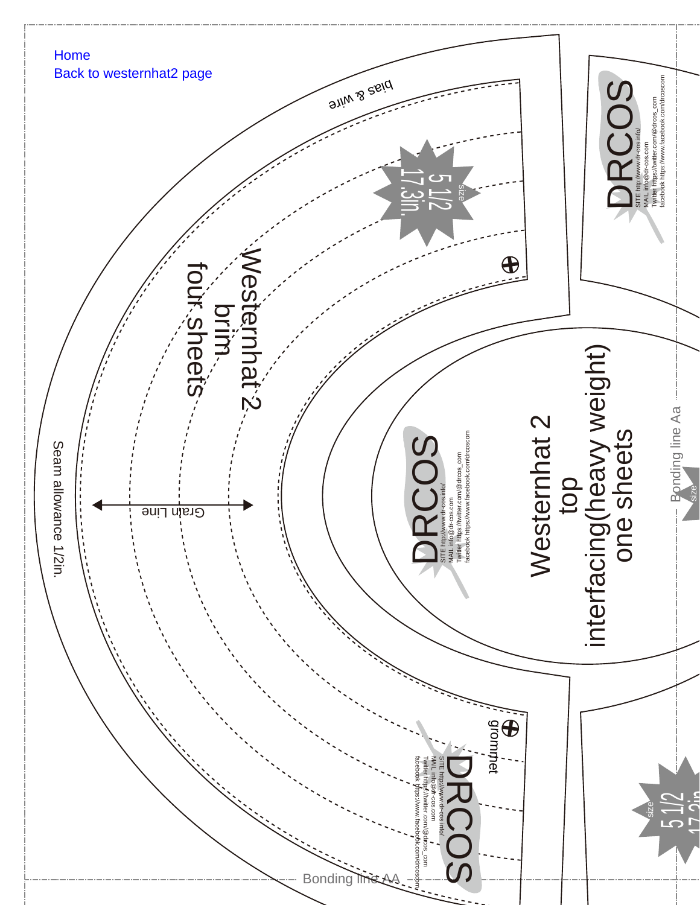Home
Back to westernhat2 page

bias & wire

size 5 1/2 17.3in.

Westernhat 2
brim
four sheets

Grain Line

Seam allowance 1/2in.

DRCOS
SITE http://www.dr-cos.info/
MAIL info@dr-cos.com
Twitter https://twitter.com/@drcos_com
facebook https://www.facebook.com/drcoscom

Westernhat 2
top
interfacing(heavy weight)
one sheets

grommet

Bonding line Aa

Bonding line AA

size 5 1/2 17.3in.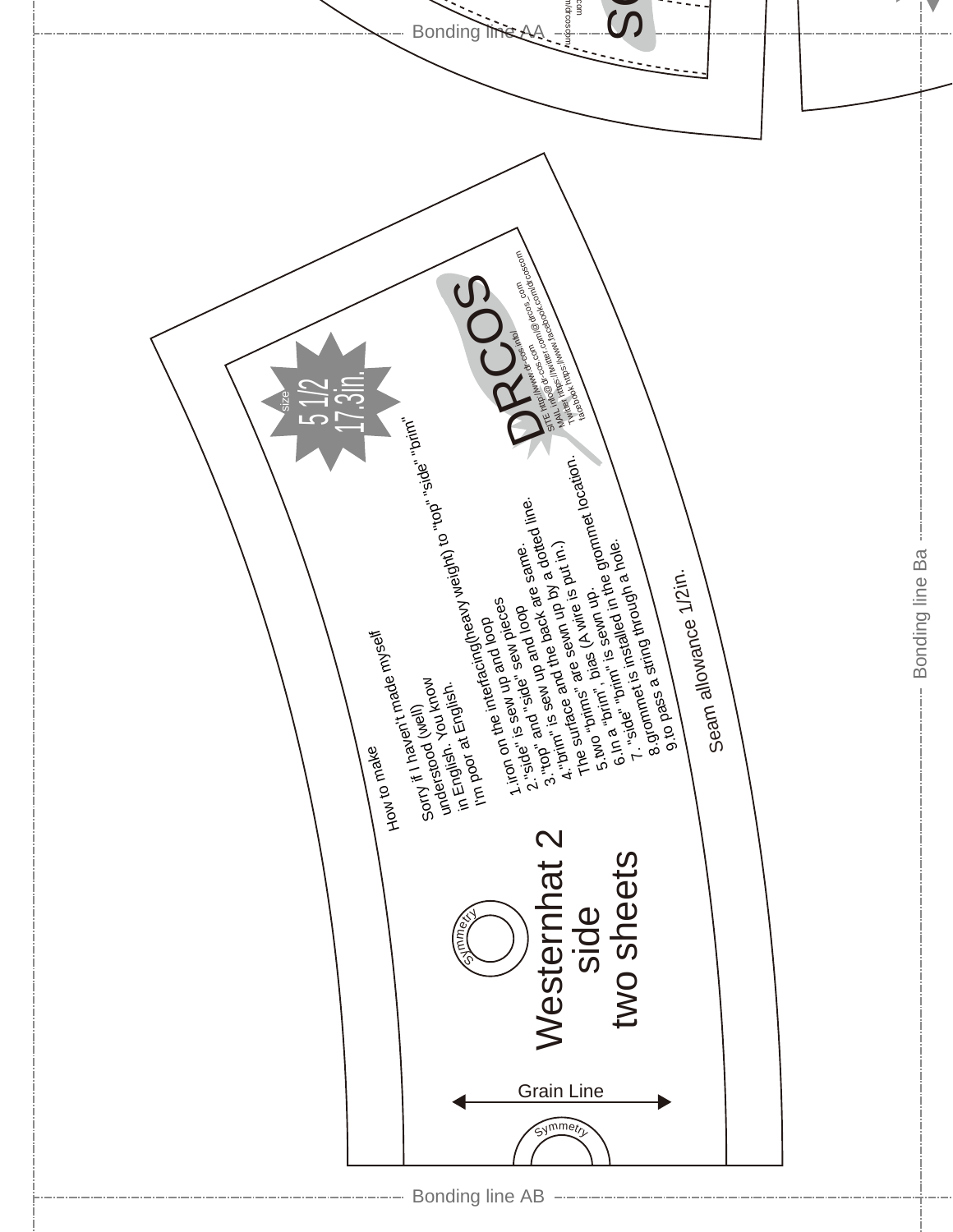Bonding line AA

size 5 1/2 17.3in.

DRCOS

SITE http://www.dr-cos.info/
MAIL info@dr-cos.com/@drcos_com
Twitter https://twitter.com/drcoscom
facebook https://www.facebook.com/drcoscom

How to make

Sorry if I haven't made myself understood (well)
understood. You know
in English. You know
I'm poor at English.

Iron on the interfacing(heavy weight) to "top" "side" "brim"

1.iron on the interfacing and loop
2."side" is sew up and loop
2."side" and "side" sew pieces
3."top" and "side" are same.
3."top" is sew up and the back are sew up by a dotted line.
4."brim" is sew up and the back is put in.)
The surface are sewn up (A wire is put in.)
5.two "brims" are sewn up.
5.two "brim" , bias (A wire is put in.)
6.In a "brim" is sewn in the grommet location.
6.In "side" is installed in a hole.
7. "side" grommet is installed through a hole.
8.grommet to pass a string through a hole.
9.to pass a string through a hole.

Seam allowance 1/2in.

Symmetry

# Westernhat 2
## side
## two sheets

Grain Line

Symmetry

Bonding line Ba

Bonding line AB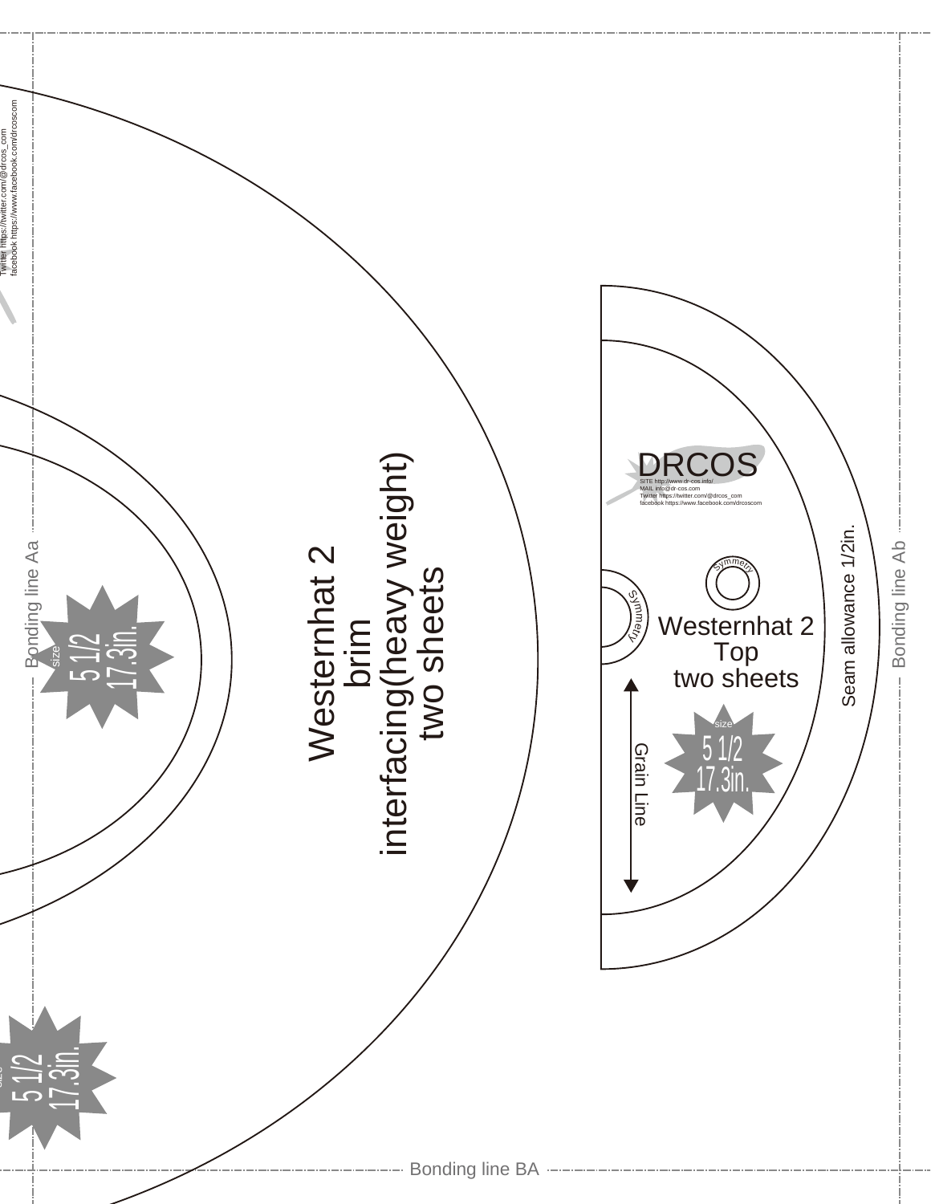Twitter https://twitter.com/@drcos_com
facebook https://www.facebook.com/drcoscom

Bonding line Aa

size
5 1/2
17.3in.

Westernhat 2
brim
interfacing(heavy weight)
two sheets

size
5 1/2
17.3in.

DRCOS
SITE http://www.dr-cos.info/
MAIL info@dr-cos.com
Twitter https://twitter.com/@drcos_com
facebook https://www.facebook.com/drcoscom

Symmetry

Symmetry

Westernhat 2
Top
two sheets

Grain Line

size
5 1/2
17.3in.

Seam allowance 1/2in.

Bonding line Ab

Bonding line BA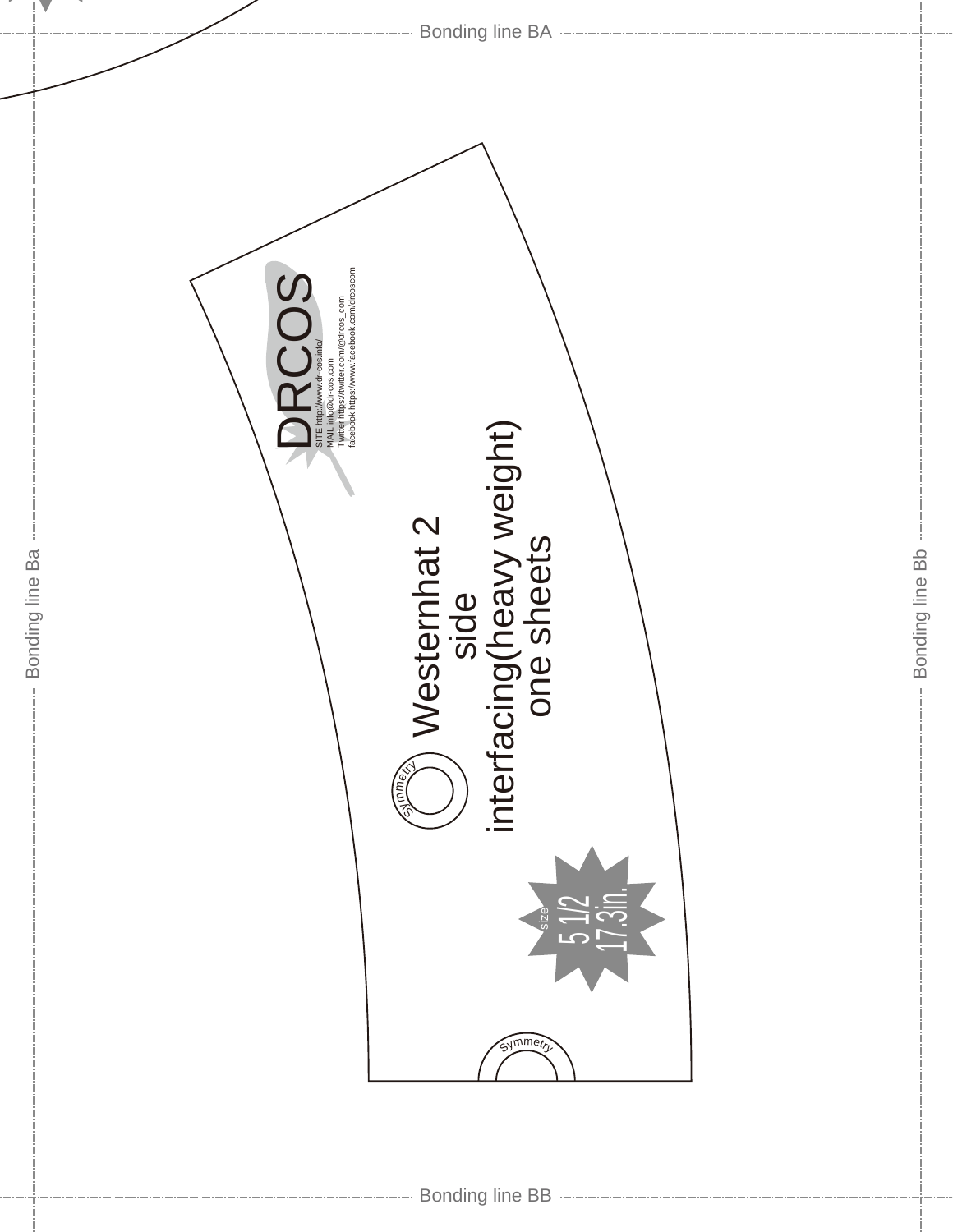Bonding line BA

Bonding line Ba

Bonding line Bb

DRCOS

SITE http://www.dr-cos.info/
MAIL info@dr-cos.com
Twitter https://twitter.com/@drcos_com
facebook https://www.facebook.com/drcoscom

Westernhat 2
side
interfacing(heavy weight)
one sheets

Symmetry

size
5 1/2
17.3in.

Symmetry

Bonding line BB